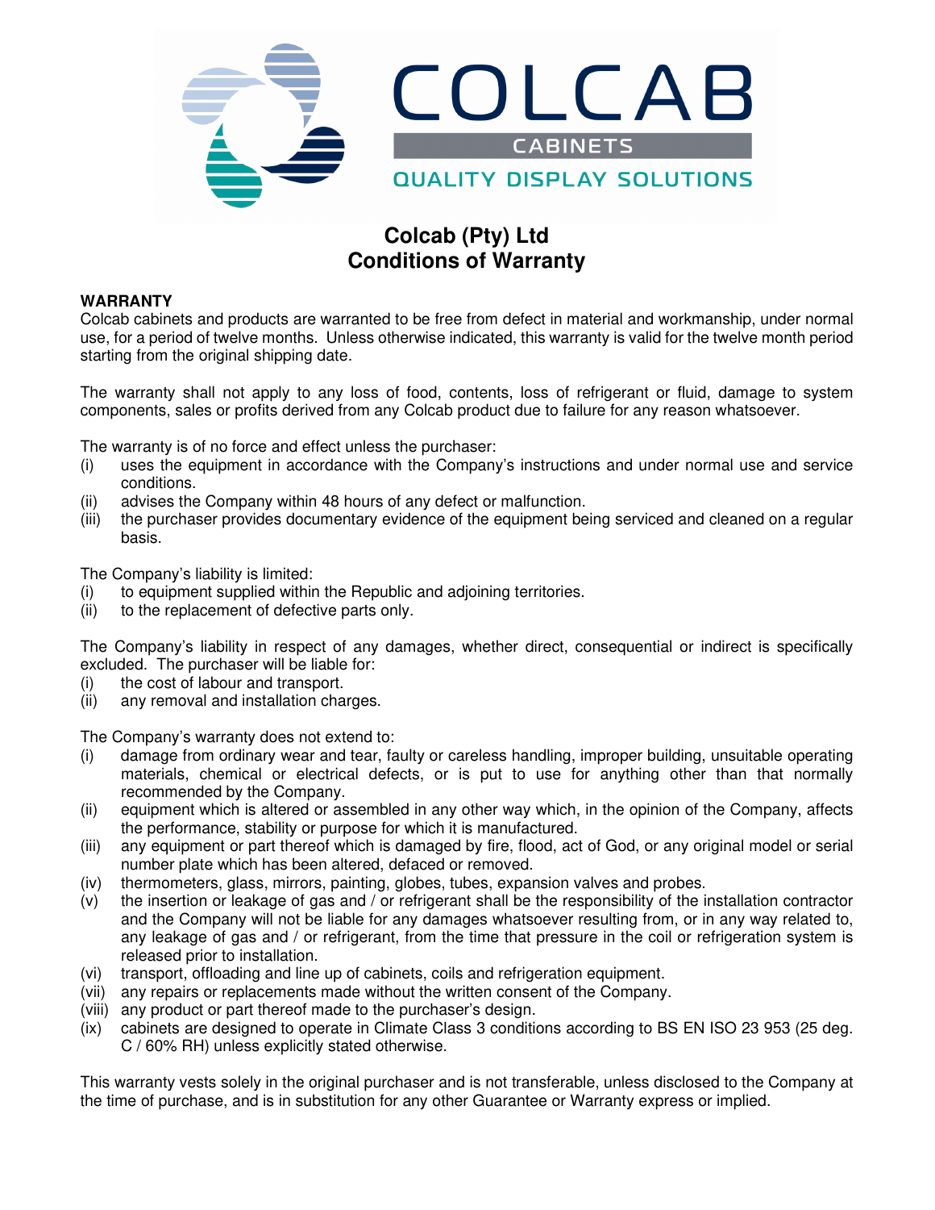COLCAB

CABINETS

QUALITY DISPLAY SOLUTIONS

# Colcab (Pty) Ltd
# Conditions of Warranty

**WARRANTY**

Colcab cabinets and products are warranted to be free from defect in material and workmanship, under normal use, for a period of twelve months. Unless otherwise indicated, this warranty is valid for the twelve month period starting from the original shipping date.

The warranty shall not apply to any loss of food, contents, loss of refrigerant or fluid, damage to system components, sales or profits derived from any Colcab product due to failure for any reason whatsoever.

The warranty is of no force and effect unless the purchaser:

(i) uses the equipment in accordance with the Company's instructions and under normal use and service conditions.
(ii) advises the Company within 48 hours of any defect or malfunction.
(iii) the purchaser provides documentary evidence of the equipment being serviced and cleaned on a regular basis.

The Company's liability is limited:

(i) to equipment supplied within the Republic and adjoining territories.
(ii) to the replacement of defective parts only.

The Company's liability in respect of any damages, whether direct, consequential or indirect is specifically excluded. The purchaser will be liable for:

(i) the cost of labour and transport.
(ii) any removal and installation charges.

The Company's warranty does not extend to:

(i) damage from ordinary wear and tear, faulty or careless handling, improper building, unsuitable operating materials, chemical or electrical defects, or is put to use for anything other than that normally recommended by the Company.
(ii) equipment which is altered or assembled in any other way which, in the opinion of the Company, affects the performance, stability or purpose for which it is manufactured.
(iii) any equipment or part thereof which is damaged by fire, flood, act of God, or any original model or serial number plate which has been altered, defaced or removed.
(iv) thermometers, glass, mirrors, painting, globes, tubes, expansion valves and probes.
(v) the insertion or leakage of gas and / or refrigerant shall be the responsibility of the installation contractor and the Company will not be liable for any damages whatsoever resulting from, or in any way related to, any leakage of gas and / or refrigerant, from the time that pressure in the coil or refrigeration system is released prior to installation.
(vi) transport, offloading and line up of cabinets, coils and refrigeration equipment.
(vii) any repairs or replacements made without the written consent of the Company.
(viii) any product or part thereof made to the purchaser's design.
(ix) cabinets are designed to operate in Climate Class 3 conditions according to BS EN ISO 23 953 (25 deg. C / 60% RH) unless explicitly stated otherwise.

This warranty vests solely in the original purchaser and is not transferable, unless disclosed to the Company at the time of purchase, and is in substitution for any other Guarantee or Warranty express or implied.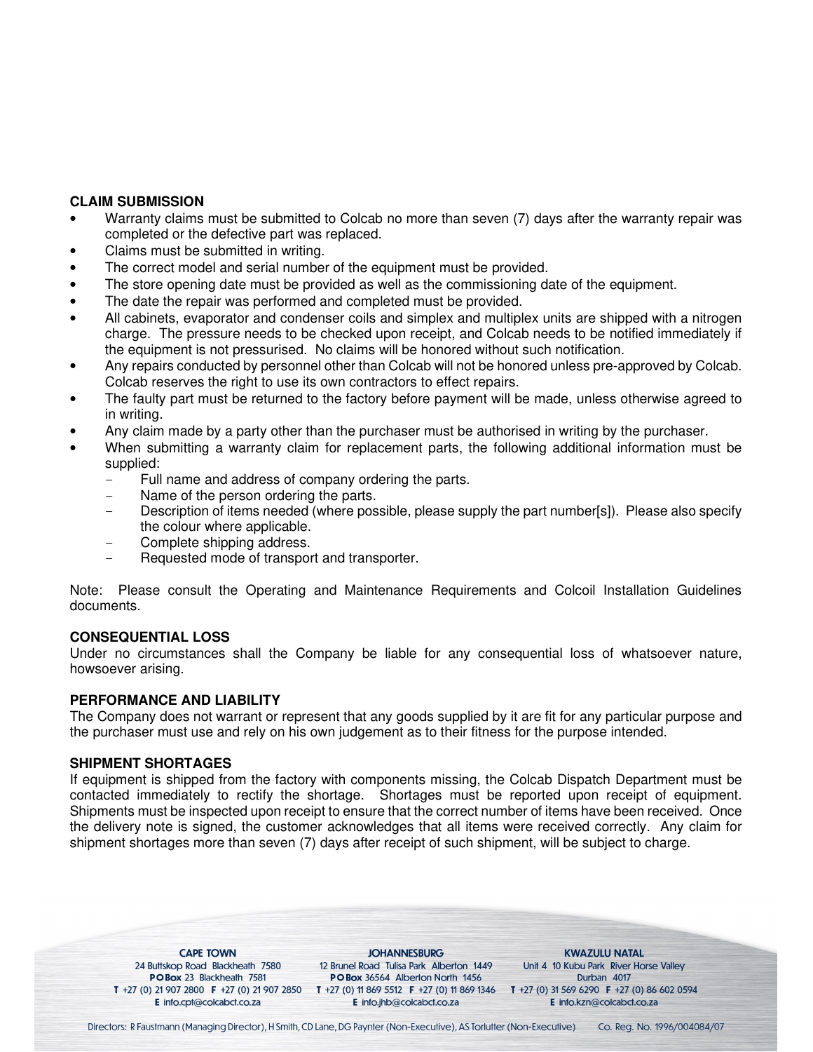## CLAIM SUBMISSION

- Warranty claims must be submitted to Colcab no more than seven (7) days after the warranty repair was completed or the defective part was replaced.
- Claims must be submitted in writing.
- The correct model and serial number of the equipment must be provided.
- The store opening date must be provided as well as the commissioning date of the equipment.
- The date the repair was performed and completed must be provided.
- All cabinets, evaporator and condenser coils and simplex and multiplex units are shipped with a nitrogen charge. The pressure needs to be checked upon receipt, and Colcab needs to be notified immediately if the equipment is not pressurised. No claims will be honored without such notification.
- Any repairs conducted by personnel other than Colcab will not be honored unless pre-approved by Colcab. Colcab reserves the right to use its own contractors to effect repairs.
- The faulty part must be returned to the factory before payment will be made, unless otherwise agreed to in writing.
- Any claim made by a party other than the purchaser must be authorised in writing by the purchaser.
- When submitting a warranty claim for replacement parts, the following additional information must be supplied:
  - Full name and address of company ordering the parts.
  - Name of the person ordering the parts.
  - Description of items needed (where possible, please supply the part number[s]). Please also specify the colour where applicable.
  - Complete shipping address.
  - Requested mode of transport and transporter.

Note: Please consult the Operating and Maintenance Requirements and Colcoil Installation Guidelines documents.

## CONSEQUENTIAL LOSS

Under no circumstances shall the Company be liable for any consequential loss of whatsoever nature, howsoever arising.

## PERFORMANCE AND LIABILITY

The Company does not warrant or represent that any goods supplied by it are fit for any particular purpose and the purchaser must use and rely on his own judgement as to their fitness for the purpose intended.

## SHIPMENT SHORTAGES

If equipment is shipped from the factory with components missing, the Colcab Dispatch Department must be contacted immediately to rectify the shortage. Shortages must be reported upon receipt of equipment. Shipments must be inspected upon receipt to ensure that the correct number of items have been received. Once the delivery note is signed, the customer acknowledges that all items were received correctly. Any claim for shipment shortages more than seven (7) days after receipt of such shipment, will be subject to charge.